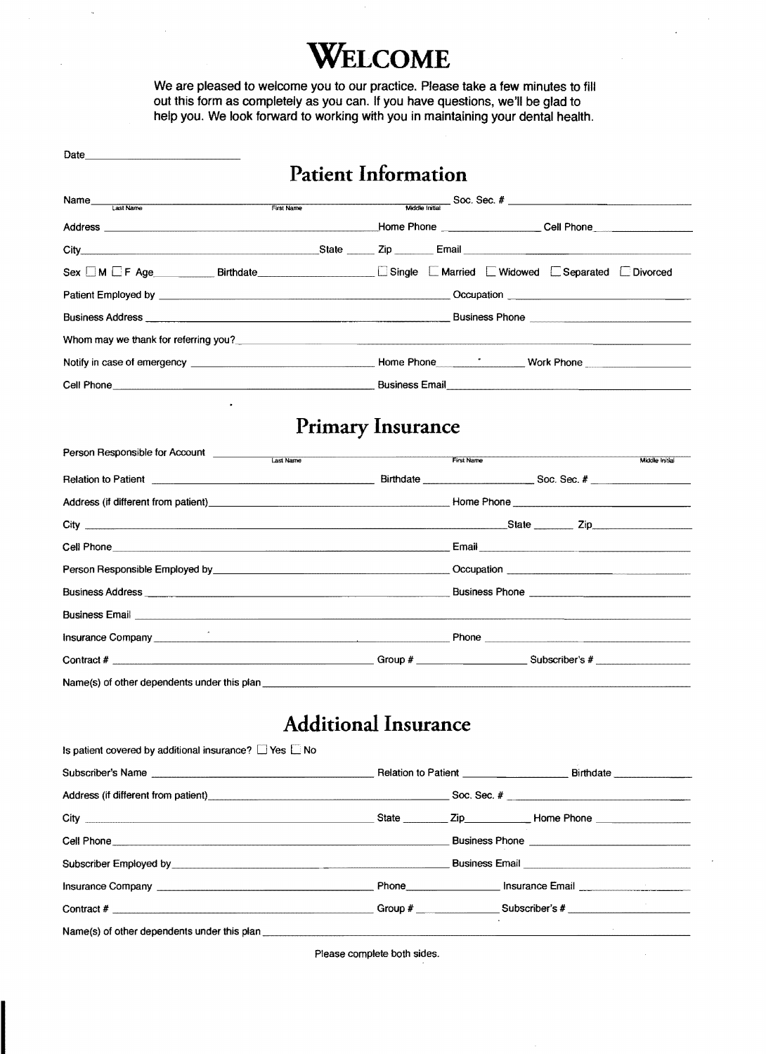# Welcome

We are pleased to welcome you to our practice. Please take a few minutes to fill out this form as completely as you can. If you have questions, we'll be glad to help you. We look forward to working with you in maintaining your dental health.

Date ______________________

## Patient Information

Name ______________________ (Last Name) ______________________ (First Name) ______ (Middle Initial) Soc. Sec. # ______________________

Address ______________________ Home Phone ______________ Cell Phone ______________

City ______________________ State ______ Zip ______ Email ______________________

Sex ☐ M ☐ F Age ______ Birthdate ______________ ☐ Single ☐ Married ☐ Widowed ☐ Separated ☐ Divorced

Patient Employed by ______________________ Occupation ______________________

Business Address ______________________ Business Phone ______________________

Whom may we thank for referring you? ______________________

Notify in case of emergency ______________________ Home Phone ______________ Work Phone ______________

Cell Phone ______________________ Business Email ______________________

## Primary Insurance

Person Responsible for Account ______________________ (Last Name) ______________________ (First Name) ______ (Middle Initial)

Relation to Patient ______________________ Birthdate ______________ Soc. Sec. # ______________

Address (if different from patient) ______________________ Home Phone ______________________

City ______________________ State ______ Zip ______________

Cell Phone ______________________ Email ______________________

Person Responsible Employed by ______________________ Occupation ______________________

Business Address ______________________ Business Phone ______________________

Business Email ______________________

Insurance Company ______________________ Phone ______________________

Contract # ______________________ Group # ______________ Subscriber's # ______________

Name(s) of other dependents under this plan ______________________

## Additional Insurance

Is patient covered by additional insurance? ☐ Yes ☐ No

Subscriber's Name ______________________ Relation to Patient ______________ Birthdate ______________

Address (if different from patient) ______________________ Soc. Sec. # ______________________

City ______________________ State ______ Zip ______________ Home Phone ______________

Cell Phone ______________________ Business Phone ______________________

Subscriber Employed by ______________________ Business Email ______________________

Insurance Company ______________________ Phone ______________ Insurance Email ______________

Contract # ______________________ Group # ______________ Subscriber's # ______________

Name(s) of other dependents under this plan ______________________

Please complete both sides.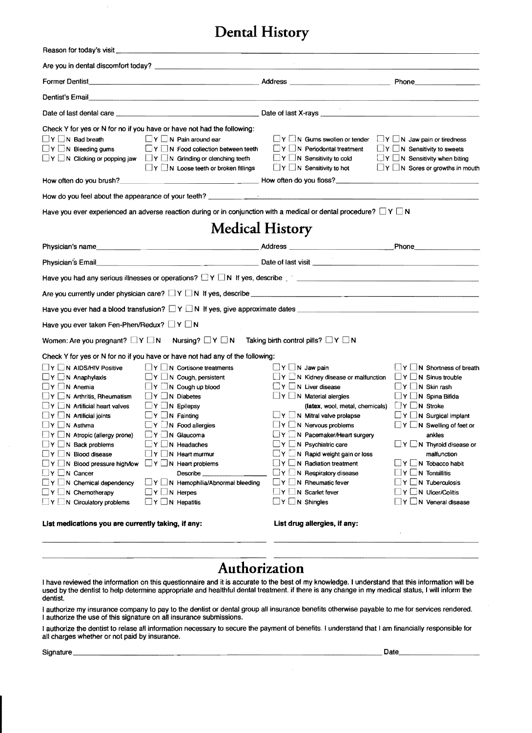# Dental History

Reason for today's visit \_\_\_\_\_\_\_\_\_\_\_\_\_\_\_\_\_\_\_\_

Are you in dental discomfort today? \_\_\_\_\_\_\_\_\_\_\_\_\_\_\_\_\_\_\_\_

Former Dentist \_\_\_\_\_\_\_\_\_\_ Address \_\_\_\_\_\_\_\_\_\_ Phone \_\_\_\_\_\_\_\_\_\_

Dentist's Email \_\_\_\_\_\_\_\_\_\_\_\_\_\_\_\_\_\_\_\_

Date of last dental care \_\_\_\_\_\_\_\_\_\_ Date of last X-rays \_\_\_\_\_\_\_\_\_\_

Check Y for yes or N for no if you have or have not had the following:

| | | | |
|---|---|---|---|
| ☐Y ☐N Bad breath | ☐Y ☐N Pain around ear | ☐Y ☐N Gums swollen or tender | ☐Y ☐N Jaw pain or tiredness |
| ☐Y ☐N Bleeding gums | ☐Y ☐N Food collection between teeth | ☐Y ☐N Periodontal treatment | ☐Y ☐N Sensitivity to sweets |
| ☐Y ☐N Clicking or popping jaw | ☐Y ☐N Grinding or clenching teeth | ☐Y ☐N Sensitivity to cold | ☐Y ☐N Sensitivity when biting |
| | ☐Y ☐N Loose teeth or broken fillings | ☐Y ☐N Sensitivity to hot | ☐Y ☐N Sores or growths in mouth |

How often do you brush? \_\_\_\_\_\_\_\_\_\_ How often do you floss? \_\_\_\_\_\_\_\_\_\_

How do you feel about the appearance of your teeth? \_\_\_\_\_\_\_\_\_\_\_\_\_\_\_\_\_\_\_\_

Have you ever experienced an adverse reaction during or in conjunction with a medical or dental procedure? ☐Y ☐N

# Medical History

Physician's name \_\_\_\_\_\_\_\_\_\_ Address \_\_\_\_\_\_\_\_\_\_ Phone \_\_\_\_\_\_\_\_\_\_

Physician's Email \_\_\_\_\_\_\_\_\_\_ Date of last visit \_\_\_\_\_\_\_\_\_\_

Have you had any serious illnesses or operations? ☐Y ☐N If yes, describe \_\_\_\_\_\_\_\_\_\_

Are you currently under physician care? ☐Y ☐N If yes, describe \_\_\_\_\_\_\_\_\_\_

Have you ever had a blood transfusion? ☐Y ☐N If yes, give approximate dates \_\_\_\_\_\_\_\_\_\_

Have you ever taken Fen-Phen/Redux? ☐Y ☐N

Women: Are you pregnant? ☐Y ☐N Nursing? ☐Y ☐N Taking birth control pills? ☐Y ☐N

Check Y for yes or N for no if you have or have not had any of the following:

| | | | |
|---|---|---|---|
| ☐Y ☐N AIDS/HIV Positive | ☐Y ☐N Cortisone treatments | ☐Y ☐N Jaw pain | ☐Y ☐N Shortness of breath |
| ☐Y ☐N Anaphylaxis | ☐Y ☐N Cough, persistent | ☐Y ☐N Kidney disease or malfunction | ☐Y ☐N Sinus trouble |
| ☐Y ☐N Anemia | ☐Y ☐N Cough up blood | ☐Y ☐N Liver disease | ☐Y ☐N Skin rash |
| ☐Y ☐N Arthritis, Rheumatism | ☐Y ☐N Diabetes | ☐Y ☐N Material alergies (latex, wool, metal, chemicals) | ☐Y ☐N Spina Bifida |
| ☐Y ☐N Artificial heart valves | ☐Y ☐N Epilepsy | | ☐Y ☐N Stroke |
| ☐Y ☐N Artificial joints | ☐Y ☐N Fainting | ☐Y ☐N Mitral valve prolapse | ☐Y ☐N Surgical implant |
| ☐Y ☐N Asthma | ☐Y ☐N Food allergies | ☐Y ☐N Nervous problems | ☐Y ☐N Swelling of feet or ankles |
| ☐Y ☐N Atropic (allergy prone) | ☐Y ☐N Glaucoma | ☐Y ☐N Pacemaker/Heart surgery | |
| ☐Y ☐N Back problems | ☐Y ☐N Headaches | ☐Y ☐N Psychiatric care | ☐Y ☐N Thyroid disease or malfunction |
| ☐Y ☐N Blood disease | ☐Y ☐N Heart murmur | ☐Y ☐N Rapid weight gain or loss | |
| ☐Y ☐N Blood pressure high/low | ☐Y ☐N Heart problems Describe \_\_\_\_\_\_ | ☐Y ☐N Radiation treatment | ☐Y ☐N Tobacco habit |
| ☐Y ☐N Cancer | | ☐Y ☐N Respiratory disease | ☐Y ☐N Tonsillitis |
| ☐Y ☐N Chemical dependency | ☐Y ☐N Hemophilia/Abnormal bleeding | ☐Y ☐N Rheumatic fever | ☐Y ☐N Tuberculosis |
| ☐Y ☐N Chemotherapy | ☐Y ☐N Herpes | ☐Y ☐N Scarlet fever | ☐Y ☐N Ulcer/Colitis |
| ☐Y ☐N Circulatory problems | ☐Y ☐N Hepatitis | ☐Y ☐N Shingles | ☐Y ☐N Veneral disease |

**List medications you are currently taking, if any:**

\_\_\_\_\_\_\_\_\_\_\_\_\_\_\_\_\_\_\_\_

**List drug allergies, if any:**

\_\_\_\_\_\_\_\_\_\_\_\_\_\_\_\_\_\_\_\_

# Authorization

I have reviewed the information on this questionnaire and it is accurate to the best of my knowledge. I understand that this information will be used by the dentist to help determine appropriate and healthful dental treatment. if there is any change in my medical status, I will inform the dentist.

I authorize my insurance company to pay to the dentist or dental group all insurance benefits otherwise payable to me for services rendered. I authorize the use of this signature on all insurance submissions.

I authorize the dentist to relase all information necessary to secure the payment of benefits. I understand that I am financially responsible for all charges whether or not paid by insurance.

Signature \_\_\_\_\_\_\_\_\_\_\_\_\_\_\_\_\_\_\_\_ Date \_\_\_\_\_\_\_\_\_\_